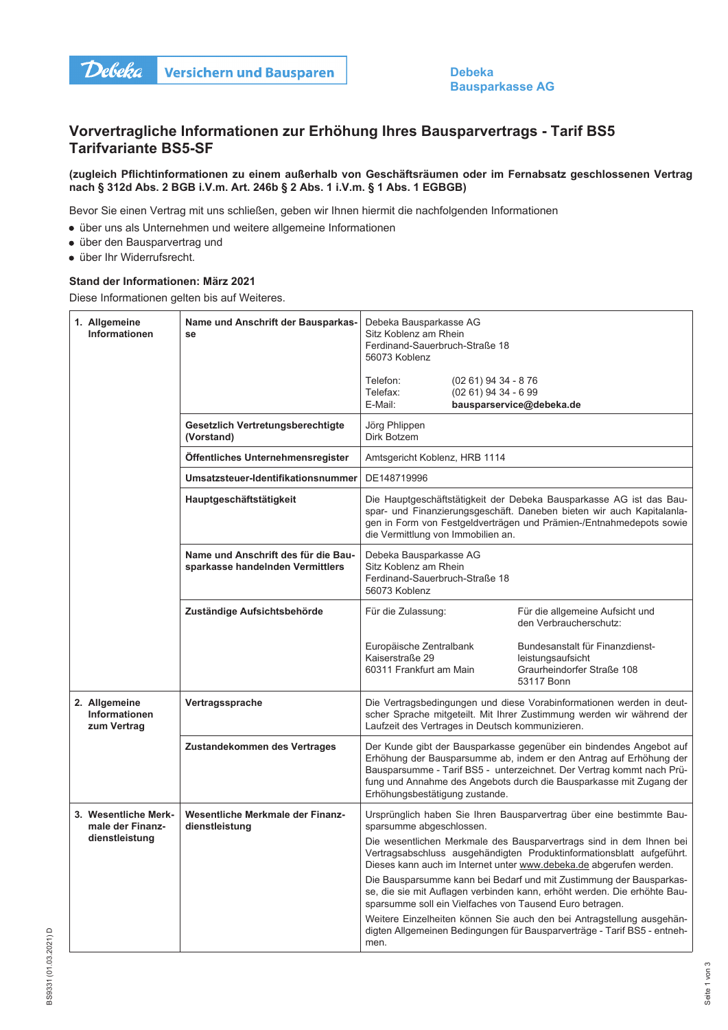Debeka Versichern und Bausparen

**Debeka Bausparkasse AG**

# Vorvertragliche Informationen zur Erhöhung Ihres Bausparvertrags - Tarif BS5 Tarifvariante BS5-SF

**(zugleich Pflichtinformationen zu einem außerhalb von Geschäftsräumen oder im Fernabsatz geschlossenen Vertrag nach § 312d Abs. 2 BGB i.V.m. Art. 246b § 2 Abs. 1 i.V.m. § 1 Abs. 1 EGBGB)**

Bevor Sie einen Vertrag mit uns schließen, geben wir Ihnen hiermit die nachfolgenden Informationen

- über uns als Unternehmen und weitere allgemeine Informationen
- über den Bausparvertrag und
- über Ihr Widerrufsrecht.

**Stand der Informationen: März 2021**

Diese Informationen gelten bis auf Weiteres.

| | | |
|---|---|---|
| **1. Allgemeine Informationen** | **Name und Anschrift der Bausparkasse** | Debeka Bausparkasse AG<br>Sitz Koblenz am Rhein<br>Ferdinand-Sauerbruch-Straße 18<br>56073 Koblenz<br><br>Telefon: (02 61) 94 34 - 8 76<br>Telefax: (02 61) 94 34 - 6 99<br>E-Mail: **bausparservice@debeka.de** |
| | **Gesetzlich Vertretungsberechtigte (Vorstand)** | Jörg Phlippen<br>Dirk Botzem |
| | **Öffentliches Unternehmensregister** | Amtsgericht Koblenz, HRB 1114 |
| | **Umsatzsteuer-Identifikationsnummer** | DE148719996 |
| | **Hauptgeschäftstätigkeit** | Die Hauptgeschäftstätigkeit der Debeka Bausparkasse AG ist das Bauspar- und Finanzierungsgeschäft. Daneben bieten wir auch Kapitalanlagen in Form von Festgeldverträgen und Prämien-/Entnahmedepots sowie die Vermittlung von Immobilien an. |
| | **Name und Anschrift des für die Bausparkasse handelnden Vermittlers** | Debeka Bausparkasse AG<br>Sitz Koblenz am Rhein<br>Ferdinand-Sauerbruch-Straße 18<br>56073 Koblenz |
| | **Zuständige Aufsichtsbehörde** | Für die Zulassung:<br>Europäische Zentralbank<br>Kaiserstraße 29<br>60311 Frankfurt am Main<br><br>Für die allgemeine Aufsicht und den Verbraucherschutz:<br>Bundesanstalt für Finanzdienstleistungsaufsicht<br>Graurheindorfer Straße 108<br>53117 Bonn |
| **2. Allgemeine Informationen zum Vertrag** | **Vertragssprache** | Die Vertragsbedingungen und diese Vorabinformationen werden in deutscher Sprache mitgeteilt. Mit Ihrer Zustimmung werden wir während der Laufzeit des Vertrages in Deutsch kommunizieren. |
| | **Zustandekommen des Vertrages** | Der Kunde gibt der Bausparkasse gegenüber ein bindendes Angebot auf Erhöhung der Bausparsumme ab, indem er den Antrag auf Erhöhung der Bausparsumme - Tarif BS5 - unterzeichnet. Der Vertrag kommt nach Prüfung und Annahme des Angebots durch die Bausparkasse mit Zugang der Erhöhungsbestätigung zustande. |
| **3. Wesentliche Merkmale der Finanzdienstleistung** | **Wesentliche Merkmale der Finanzdienstleistung** | Ursprünglich haben Sie Ihren Bausparvertrag über eine bestimmte Bausparsumme abgeschlossen.<br><br>Die wesentlichen Merkmale des Bausparvertrags sind in dem Ihnen bei Vertragsabschluss ausgehändigten Produktinformationsblatt aufgeführt. Dieses kann auch im Internet unter www.debeka.de abgerufen werden.<br><br>Die Bausparsumme kann bei Bedarf und mit Zustimmung der Bausparkasse, die sie mit Auflagen verbinden kann, erhöht werden. Die erhöhte Bausparsumme soll ein Vielfaches von Tausend Euro betragen.<br><br>Weitere Einzelheiten können Sie auch den bei Antragstellung ausgehändigten Allgemeinen Bedingungen für Bausparverträge - Tarif BS5 - entnehmen. |

BS9331 (01.03.2021) D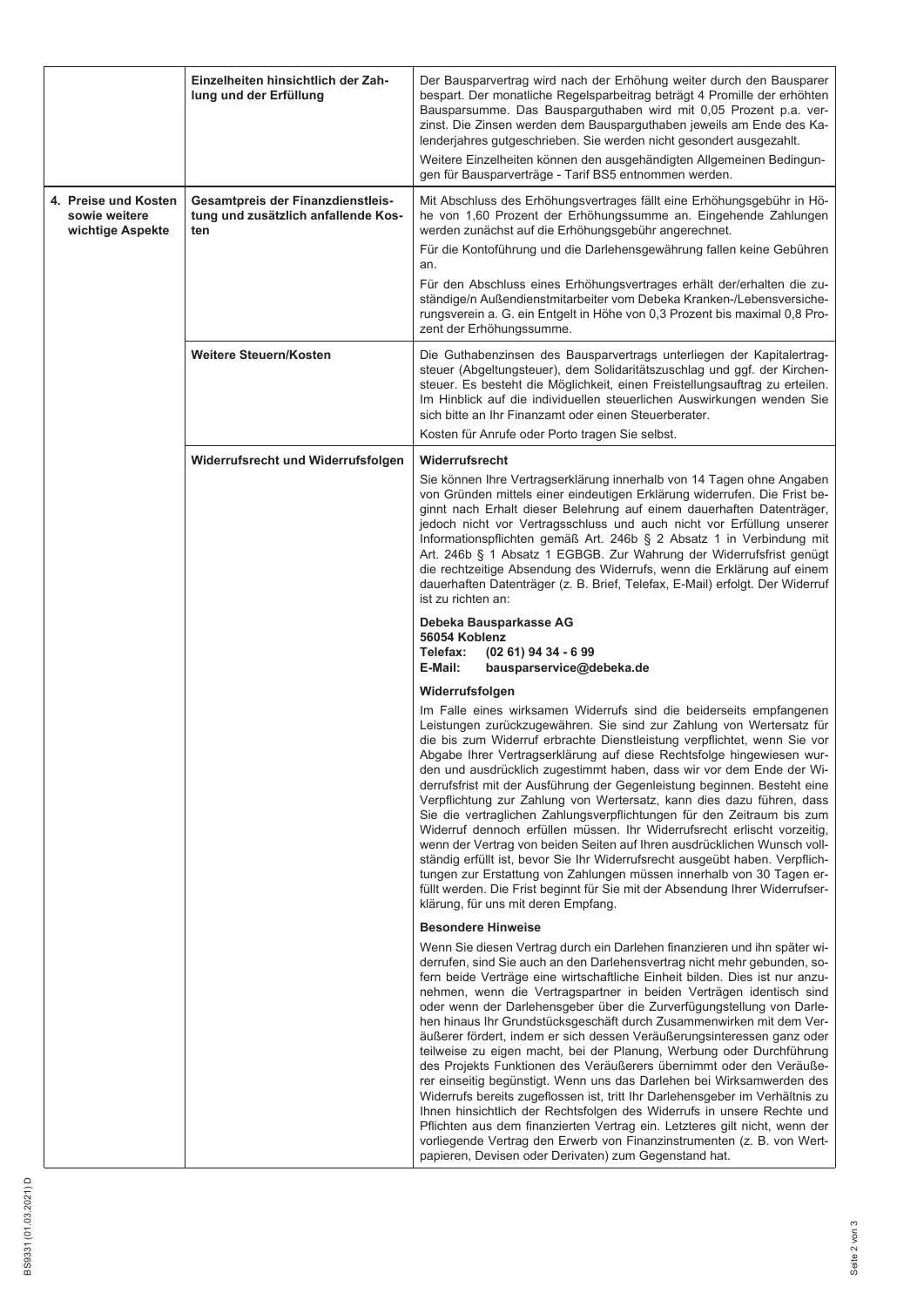| | | |
|---|---|---|
| | **Einzelheiten hinsichtlich der Zahlung und der Erfüllung** | Der Bausparvertrag wird nach der Erhöhung weiter durch den Bausparer bespart. Der monatliche Regelsparbeitrag beträgt 4 Promille der erhöhten Bausparsumme. Das Bausparguthaben wird mit 0,05 Prozent p.a. verzinst. Die Zinsen werden dem Bausparguthaben jeweils am Ende des Kalenderjahres gutgeschrieben. Sie werden nicht gesondert ausgezahlt.<br><br>Weitere Einzelheiten können den ausgehändigten Allgemeinen Bedingungen für Bausparverträge - Tarif BS5 entnommen werden. |
| **4. Preise und Kosten sowie weitere wichtige Aspekte** | **Gesamtpreis der Finanzdienstleistung und zusätzlich anfallende Kosten** | Mit Abschluss des Erhöhungsvertrages fällt eine Erhöhungsgebühr in Höhe von 1,60 Prozent der Erhöhungssumme an. Eingehende Zahlungen werden zunächst auf die Erhöhungsgebühr angerechnet.<br><br>Für die Kontoführung und die Darlehensgewährung fallen keine Gebühren an.<br><br>Für den Abschluss eines Erhöhungsvertrages erhält der/erhalten die zuständige/n Außendienstmitarbeiter vom Debeka Kranken-/Lebensversicherungsverein a. G. ein Entgelt in Höhe von 0,3 Prozent bis maximal 0,8 Prozent der Erhöhungssumme. |
| | **Weitere Steuern/Kosten** | Die Guthabenzinsen des Bausparvertrags unterliegen der Kapitalertragsteuer (Abgeltungsteuer), dem Solidaritätszuschlag und ggf. der Kirchensteuer. Es besteht die Möglichkeit, einen Freistellungsauftrag zu erteilen. Im Hinblick auf die individuellen steuerlichen Auswirkungen wenden Sie sich bitte an Ihr Finanzamt oder einen Steuerberater.<br><br>Kosten für Anrufe oder Porto tragen Sie selbst. |
| | **Widerrufsrecht und Widerrufsfolgen** | **Widerrufsrecht**<br><br>Sie können Ihre Vertragserklärung innerhalb von 14 Tagen ohne Angaben von Gründen mittels einer eindeutigen Erklärung widerrufen. Die Frist beginnt nach Erhalt dieser Belehrung auf einem dauerhaften Datenträger, jedoch nicht vor Vertragsschluss und auch nicht vor Erfüllung unserer Informationspflichten gemäß Art. 246b § 2 Absatz 1 in Verbindung mit Art. 246b § 1 Absatz 1 EGBGB. Zur Wahrung der Widerrufsfrist genügt die rechtzeitige Absendung des Widerrufs, wenn die Erklärung auf einem dauerhaften Datenträger (z. B. Brief, Telefax, E-Mail) erfolgt. Der Widerruf ist zu richten an:<br><br>**Debeka Bausparkasse AG**<br>**56054 Koblenz**<br>**Telefax: (02 61) 94 34 - 6 99**<br>**E-Mail: bausparservice@debeka.de**<br><br>**Widerrufsfolgen**<br><br>Im Falle eines wirksamen Widerrufs sind die beiderseits empfangenen Leistungen zurückzugewähren. Sie sind zur Zahlung von Wertersatz für die bis zum Widerruf erbrachte Dienstleistung verpflichtet, wenn Sie vor Abgabe Ihrer Vertragserklärung auf diese Rechtsfolge hingewiesen wurden und ausdrücklich zugestimmt haben, dass wir vor dem Ende der Widerrufsfrist mit der Ausführung der Gegenleistung beginnen. Besteht eine Verpflichtung zur Zahlung von Wertersatz, kann dies dazu führen, dass Sie die vertraglichen Zahlungsverpflichtungen für den Zeitraum bis zum Widerruf dennoch erfüllen müssen. Ihr Widerrufsrecht erlischt vorzeitig, wenn der Vertrag von beiden Seiten auf Ihren ausdrücklichen Wunsch vollständig erfüllt ist, bevor Sie Ihr Widerrufsrecht ausgeübt haben. Verpflichtungen zur Erstattung von Zahlungen müssen innerhalb von 30 Tagen erfüllt werden. Die Frist beginnt für Sie mit der Absendung Ihrer Widerrufserklärung, für uns mit deren Empfang.<br><br>**Besondere Hinweise**<br><br>Wenn Sie diesen Vertrag durch ein Darlehen finanzieren und ihn später widerrufen, sind Sie auch an den Darlehensvertrag nicht mehr gebunden, sofern beide Verträge eine wirtschaftliche Einheit bilden. Dies ist nur anzunehmen, wenn die Vertragspartner in beiden Verträgen identisch sind oder wenn der Darlehensgeber über die Zurverfügungstellung von Darlehen hinaus Ihr Grundstücksgeschäft durch Zusammenwirken mit dem Veräußerer fördert, indem er sich dessen Veräußerungsinteressen ganz oder teilweise zu eigen macht, bei der Planung, Werbung oder Durchführung des Projekts Funktionen des Veräußerers übernimmt oder den Veräußerer einseitig begünstigt. Wenn uns das Darlehen bei Wirksamwerden des Widerrufs bereits zugeflossen ist, tritt Ihr Darlehensgeber im Verhältnis zu Ihnen hinsichtlich der Rechtsfolgen des Widerrufs in unsere Rechte und Pflichten aus dem finanzierten Vertrag ein. Letzteres gilt nicht, wenn der vorliegende Vertrag den Erwerb von Finanzinstrumenten (z. B. von Wertpapieren, Devisen oder Derivaten) zum Gegenstand hat. |

BS9331 (01.03.2021) D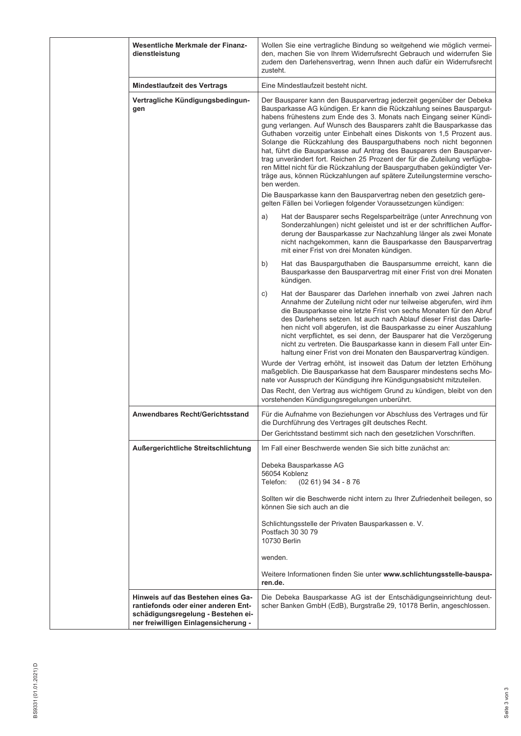| | | |
|---|---|---|
| | **Wesentliche Merkmale der Finanzdienstleistung** | Wollen Sie eine vertragliche Bindung so weitgehend wie möglich vermeiden, machen Sie von Ihrem Widerrufsrecht Gebrauch und widerrufen Sie zudem den Darlehensvertrag, wenn Ihnen auch dafür ein Widerrufsrecht zusteht. |
| | **Mindestlaufzeit des Vertrags** | Eine Mindestlaufzeit besteht nicht. |
| | **Vertragliche Kündigungsbedingungen** | Der Bausparer kann den Bausparvertrag jederzeit gegenüber der Debeka Bausparkasse AG kündigen. Er kann die Rückzahlung seines Bausparguthabens frühestens zum Ende des 3. Monats nach Eingang seiner Kündigung verlangen. Auf Wunsch des Bausparers zahlt die Bausparkasse das Guthaben vorzeitig unter Einbehalt eines Diskonts von 1,5 Prozent aus. Solange die Rückzahlung des Bausparguthabens noch nicht begonnen hat, führt die Bausparkasse auf Antrag des Bausparers den Bausparvertrag unverändert fort. Reichen 25 Prozent der für die Zuteilung verfügbaren Mittel nicht für die Rückzahlung der Bausparguthaben gekündigter Verträge aus, können Rückzahlungen auf spätere Zuteilungstermine verschoben werden.<br><br>Die Bausparkasse kann den Bausparvertrag neben den gesetzlich geregelten Fällen bei Vorliegen folgender Voraussetzungen kündigen:<br><br>a) Hat der Bausparer sechs Regelsparbeiträge (unter Anrechnung von Sonderzahlungen) nicht geleistet und ist er der schriftlichen Aufforderung der Bausparkasse zur Nachzahlung länger als zwei Monate nicht nachgekommen, kann die Bausparkasse den Bausparvertrag mit einer Frist von drei Monaten kündigen.<br><br>b) Hat das Bausparguthaben die Bausparsumme erreicht, kann die Bausparkasse den Bausparvertrag mit einer Frist von drei Monaten kündigen.<br><br>c) Hat der Bausparer das Darlehen innerhalb von zwei Jahren nach Annahme der Zuteilung nicht oder nur teilweise abgerufen, wird ihm die Bausparkasse eine letzte Frist von sechs Monaten für den Abruf des Darlehens setzen. Ist auch nach Ablauf dieser Frist das Darlehen nicht voll abgerufen, ist die Bausparkasse zu einer Auszahlung nicht verpflichtet, es sei denn, der Bausparer hat die Verzögerung nicht zu vertreten. Die Bausparkasse kann in diesem Fall unter Einhaltung einer Frist von drei Monaten den Bausparvertrag kündigen.<br><br>Wurde der Vertrag erhöht, ist insoweit das Datum der letzten Erhöhung maßgeblich. Die Bausparkasse hat dem Bausparer mindestens sechs Monate vor Ausspruch der Kündigung ihre Kündigungsabsicht mitzuteilen.<br><br>Das Recht, den Vertrag aus wichtigem Grund zu kündigen, bleibt von den vorstehenden Kündigungsregelungen unberührt. |
| | **Anwendbares Recht/Gerichtsstand** | Für die Aufnahme von Beziehungen vor Abschluss des Vertrages und für die Durchführung des Vertrages gilt deutsches Recht.<br><br>Der Gerichtsstand bestimmt sich nach den gesetzlichen Vorschriften. |
| | **Außergerichtliche Streitschlichtung** | Im Fall einer Beschwerde wenden Sie sich bitte zunächst an:<br><br>Debeka Bausparkasse AG<br>56054 Koblenz<br>Telefon: (02 61) 94 34 - 8 76<br><br>Sollten wir die Beschwerde nicht intern zu Ihrer Zufriedenheit beilegen, so können Sie sich auch an die<br><br>Schlichtungsstelle der Privaten Bausparkassen e. V.<br>Postfach 30 30 79<br>10730 Berlin<br><br>wenden.<br><br>Weitere Informationen finden Sie unter **www.schlichtungsstelle-bausparen.de.** |
| | **Hinweis auf das Bestehen eines Garantiefonds oder einer anderen Entschädigungsregelung - Bestehen einer freiwilligen Einlagensicherung -** | Die Debeka Bausparkasse AG ist der Entschädigungseinrichtung deutscher Banken GmbH (EdB), Burgstraße 29, 10178 Berlin, angeschlossen. |

BS9331 (01.01.2021) D